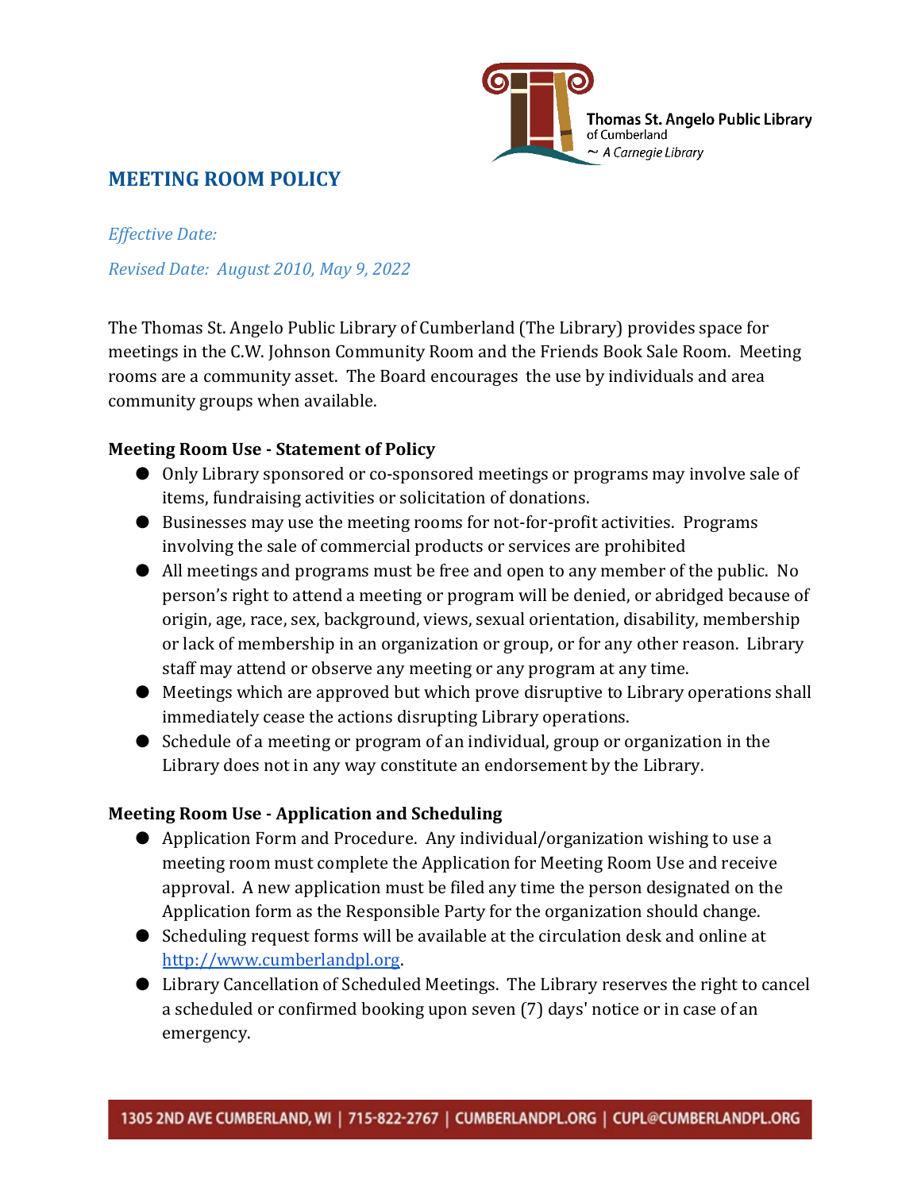Thomas St. Angelo Public Library
of Cumberland
~ A Carnegie Library

# MEETING ROOM POLICY

*Effective Date:*

*Revised Date: August 2010, May 9, 2022*

The Thomas St. Angelo Public Library of Cumberland (The Library) provides space for meetings in the C.W. Johnson Community Room and the Friends Book Sale Room. Meeting rooms are a community asset. The Board encourages the use by individuals and area community groups when available.

**Meeting Room Use - Statement of Policy**

- Only Library sponsored or co-sponsored meetings or programs may involve sale of items, fundraising activities or solicitation of donations.
- Businesses may use the meeting rooms for not-for-profit activities. Programs involving the sale of commercial products or services are prohibited
- All meetings and programs must be free and open to any member of the public. No person's right to attend a meeting or program will be denied, or abridged because of origin, age, race, sex, background, views, sexual orientation, disability, membership or lack of membership in an organization or group, or for any other reason. Library staff may attend or observe any meeting or any program at any time.
- Meetings which are approved but which prove disruptive to Library operations shall immediately cease the actions disrupting Library operations.
- Schedule of a meeting or program of an individual, group or organization in the Library does not in any way constitute an endorsement by the Library.

**Meeting Room Use - Application and Scheduling**

- Application Form and Procedure. Any individual/organization wishing to use a meeting room must complete the Application for Meeting Room Use and receive approval. A new application must be filed any time the person designated on the Application form as the Responsible Party for the organization should change.
- Scheduling request forms will be available at the circulation desk and online at [http://www.cumberlandpl.org](http://www.cumberlandpl.org).
- Library Cancellation of Scheduled Meetings. The Library reserves the right to cancel a scheduled or confirmed booking upon seven (7) days' notice or in case of an emergency.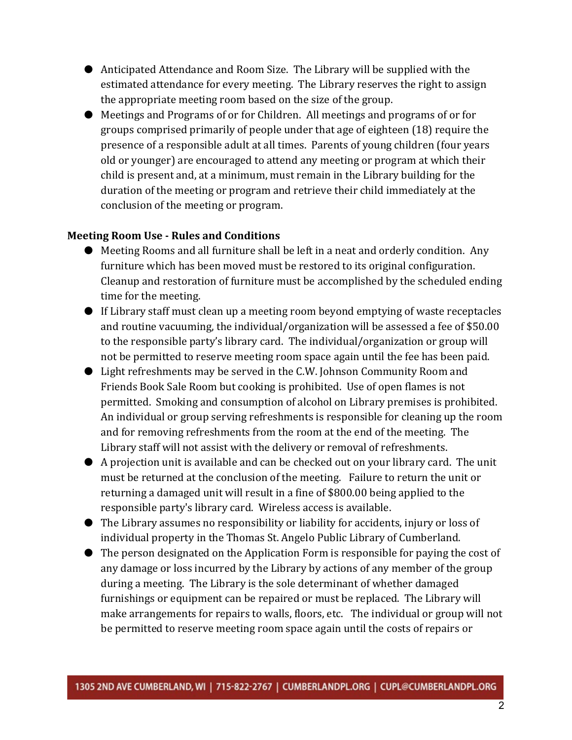- Anticipated Attendance and Room Size. The Library will be supplied with the estimated attendance for every meeting. The Library reserves the right to assign the appropriate meeting room based on the size of the group.
- Meetings and Programs of or for Children. All meetings and programs of or for groups comprised primarily of people under that age of eighteen (18) require the presence of a responsible adult at all times. Parents of young children (four years old or younger) are encouraged to attend any meeting or program at which their child is present and, at a minimum, must remain in the Library building for the duration of the meeting or program and retrieve their child immediately at the conclusion of the meeting or program.

**Meeting Room Use - Rules and Conditions**

- Meeting Rooms and all furniture shall be left in a neat and orderly condition. Any furniture which has been moved must be restored to its original configuration. Cleanup and restoration of furniture must be accomplished by the scheduled ending time for the meeting.
- If Library staff must clean up a meeting room beyond emptying of waste receptacles and routine vacuuming, the individual/organization will be assessed a fee of $50.00 to the responsible party's library card. The individual/organization or group will not be permitted to reserve meeting room space again until the fee has been paid.
- Light refreshments may be served in the C.W. Johnson Community Room and Friends Book Sale Room but cooking is prohibited. Use of open flames is not permitted. Smoking and consumption of alcohol on Library premises is prohibited. An individual or group serving refreshments is responsible for cleaning up the room and for removing refreshments from the room at the end of the meeting. The Library staff will not assist with the delivery or removal of refreshments.
- A projection unit is available and can be checked out on your library card. The unit must be returned at the conclusion of the meeting. Failure to return the unit or returning a damaged unit will result in a fine of $800.00 being applied to the responsible party's library card. Wireless access is available.
- The Library assumes no responsibility or liability for accidents, injury or loss of individual property in the Thomas St. Angelo Public Library of Cumberland.
- The person designated on the Application Form is responsible for paying the cost of any damage or loss incurred by the Library by actions of any member of the group during a meeting. The Library is the sole determinant of whether damaged furnishings or equipment can be repaired or must be replaced. The Library will make arrangements for repairs to walls, floors, etc. The individual or group will not be permitted to reserve meeting room space again until the costs of repairs or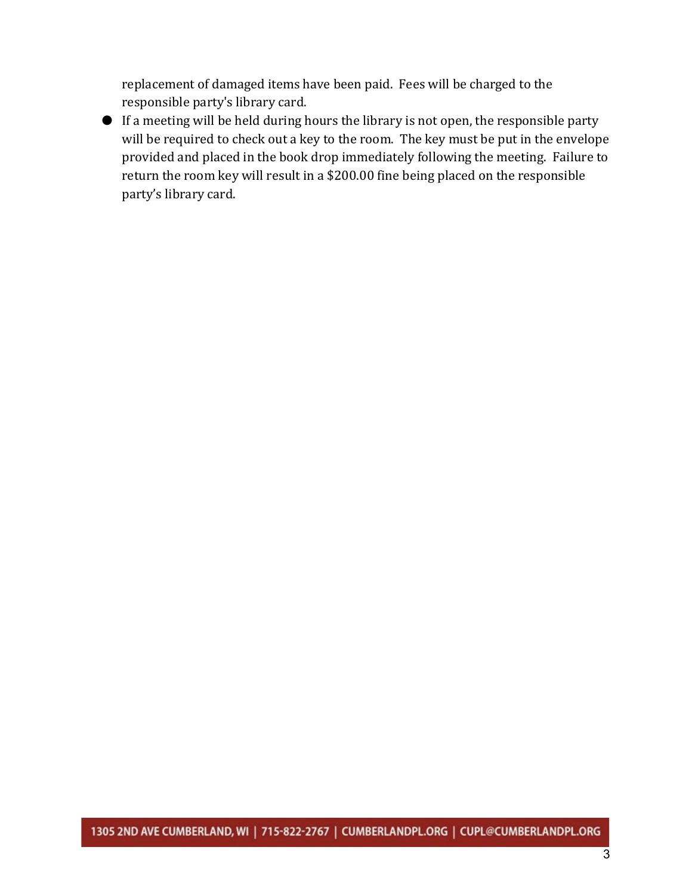replacement of damaged items have been paid. Fees will be charged to the responsible party's library card.

- If a meeting will be held during hours the library is not open, the responsible party will be required to check out a key to the room. The key must be put in the envelope provided and placed in the book drop immediately following the meeting. Failure to return the room key will result in a $200.00 fine being placed on the responsible party's library card.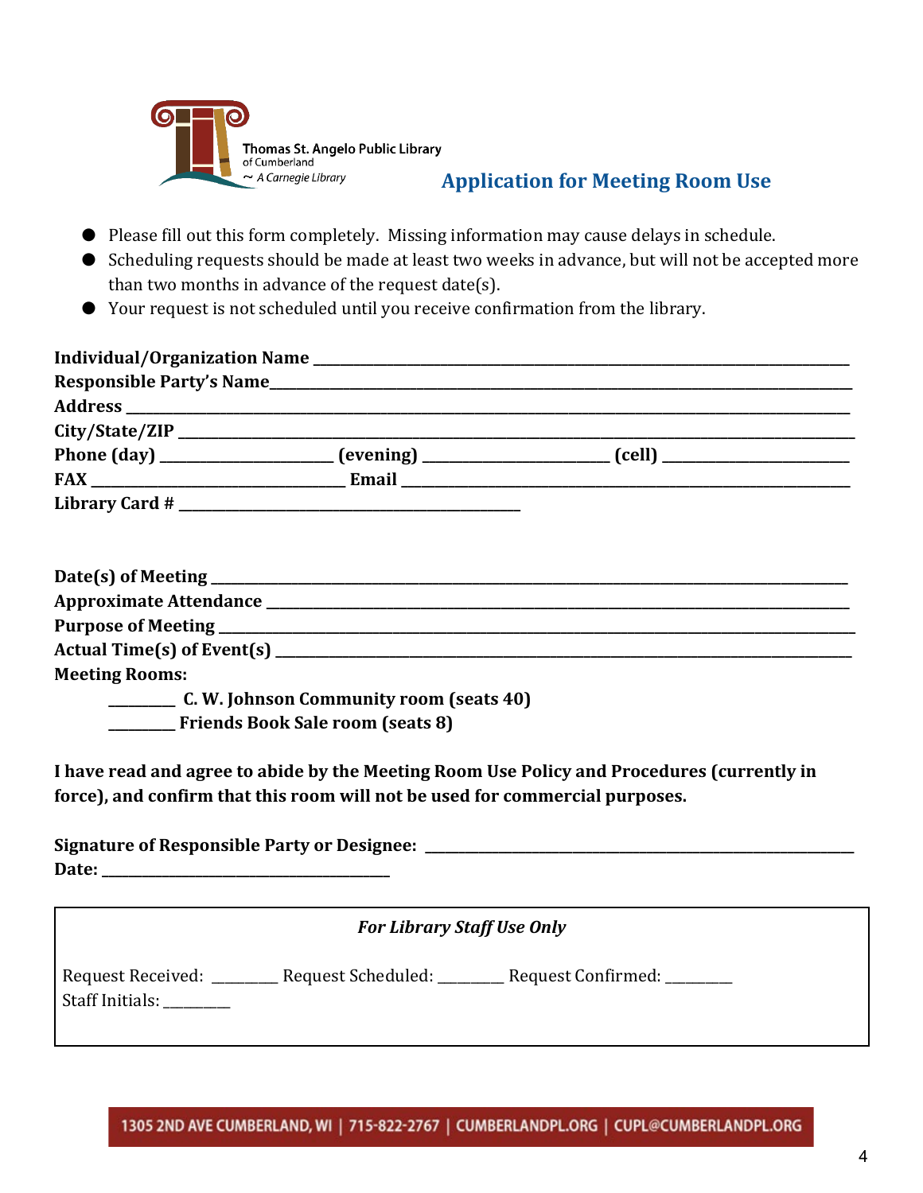Thomas St. Angelo Public Library
of Cumberland
~ A Carnegie Library

## Application for Meeting Room Use

- Please fill out this form completely. Missing information may cause delays in schedule.
- Scheduling requests should be made at least two weeks in advance, but will not be accepted more than two months in advance of the request date(s).
- Your request is not scheduled until you receive confirmation from the library.

**Individual/Organization Name** ______________________________________________

**Responsible Party's Name**______________________________________________

**Address** ______________________________________________

**City/State/ZIP** ______________________________________________

**Phone (day)** ____________________ **(evening)** ____________________ **(cell)** ____________________

**FAX** ______________________________ **Email** ______________________________________________

**Library Card #** ________________________________________

**Date(s) of Meeting** ______________________________________________

**Approximate Attendance** ______________________________________________

**Purpose of Meeting** ______________________________________________

**Actual Time(s) of Event(s)** ______________________________________________

**Meeting Rooms:**

________ **C. W. Johnson Community room (seats 40)**

________ **Friends Book Sale room (seats 8)**

**I have read and agree to abide by the Meeting Room Use Policy and Procedures (currently in force), and confirm that this room will not be used for commercial purposes.**

**Signature of Responsible Party or Designee:** ______________________________________________

**Date:** ________________________________

*For Library Staff Use Only*

Request Received: ________ Request Scheduled: ________ Request Confirmed: ________

Staff Initials: ________

1305 2ND AVE CUMBERLAND, WI | 715-822-2767 | CUMBERLANDPL.ORG | CUPL@CUMBERLANDPL.ORG